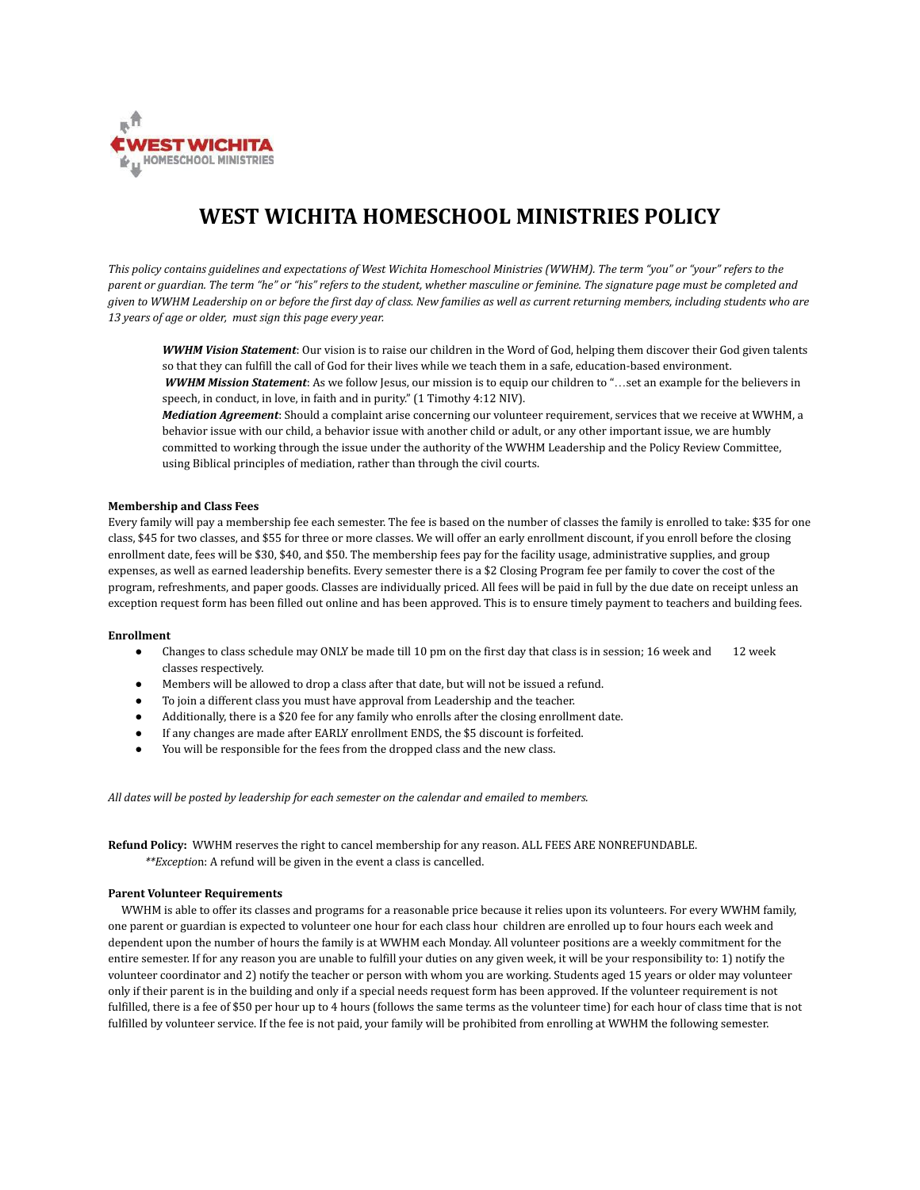# WEST WICHITA HOMESCHOOL MINISTRIES POLICY

*This policy contains guidelines and expectations of West Wichita Homeschool Ministries (WWHM). The term "you" or "your" refers to the parent or guardian. The term "he" or "his" refers to the student, whether masculine or feminine. The signature page must be completed and given to WWHM Leadership on or before the first day of class. New families as well as current returning members, including students who are 13 years of age or older, must sign this page every year.*

> ***WWHM Vision Statement***: Our vision is to raise our children in the Word of God, helping them discover their God given talents so that they can fulfill the call of God for their lives while we teach them in a safe, education-based environment.
> ***WWHM Mission Statement***: As we follow Jesus, our mission is to equip our children to "…set an example for the believers in speech, in conduct, in love, in faith and in purity." (1 Timothy 4:12 NIV).
> ***Mediation Agreement***: Should a complaint arise concerning our volunteer requirement, services that we receive at WWHM, a behavior issue with our child, a behavior issue with another child or adult, or any other important issue, we are humbly committed to working through the issue under the authority of the WWHM Leadership and the Policy Review Committee, using Biblical principles of mediation, rather than through the civil courts.

**Membership and Class Fees**

Every family will pay a membership fee each semester. The fee is based on the number of classes the family is enrolled to take: $35 for one class, $45 for two classes, and $55 for three or more classes. We will offer an early enrollment discount, if you enroll before the closing enrollment date, fees will be $30, $40, and $50. The membership fees pay for the facility usage, administrative supplies, and group expenses, as well as earned leadership benefits. Every semester there is a $2 Closing Program fee per family to cover the cost of the program, refreshments, and paper goods. Classes are individually priced. All fees will be paid in full by the due date on receipt unless an exception request form has been filled out online and has been approved. This is to ensure timely payment to teachers and building fees.

**Enrollment**

- Changes to class schedule may ONLY be made till 10 pm on the first day that class is in session; 16 week and 12 week classes respectively.
- Members will be allowed to drop a class after that date, but will not be issued a refund.
- To join a different class you must have approval from Leadership and the teacher.
- Additionally, there is a $20 fee for any family who enrolls after the closing enrollment date.
- If any changes are made after EARLY enrollment ENDS, the $5 discount is forfeited.
- You will be responsible for the fees from the dropped class and the new class.

*All dates will be posted by leadership for each semester on the calendar and emailed to members.*

**Refund Policy:** WWHM reserves the right to cancel membership for any reason. ALL FEES ARE NONREFUNDABLE.
*\*\*Exceptio*n: A refund will be given in the event a class is cancelled.

**Parent Volunteer Requirements**

WWHM is able to offer its classes and programs for a reasonable price because it relies upon its volunteers. For every WWHM family, one parent or guardian is expected to volunteer one hour for each class hour children are enrolled up to four hours each week and dependent upon the number of hours the family is at WWHM each Monday. All volunteer positions are a weekly commitment for the entire semester. If for any reason you are unable to fulfill your duties on any given week, it will be your responsibility to: 1) notify the volunteer coordinator and 2) notify the teacher or person with whom you are working. Students aged 15 years or older may volunteer only if their parent is in the building and only if a special needs request form has been approved. If the volunteer requirement is not fulfilled, there is a fee of $50 per hour up to 4 hours (follows the same terms as the volunteer time) for each hour of class time that is not fulfilled by volunteer service. If the fee is not paid, your family will be prohibited from enrolling at WWHM the following semester.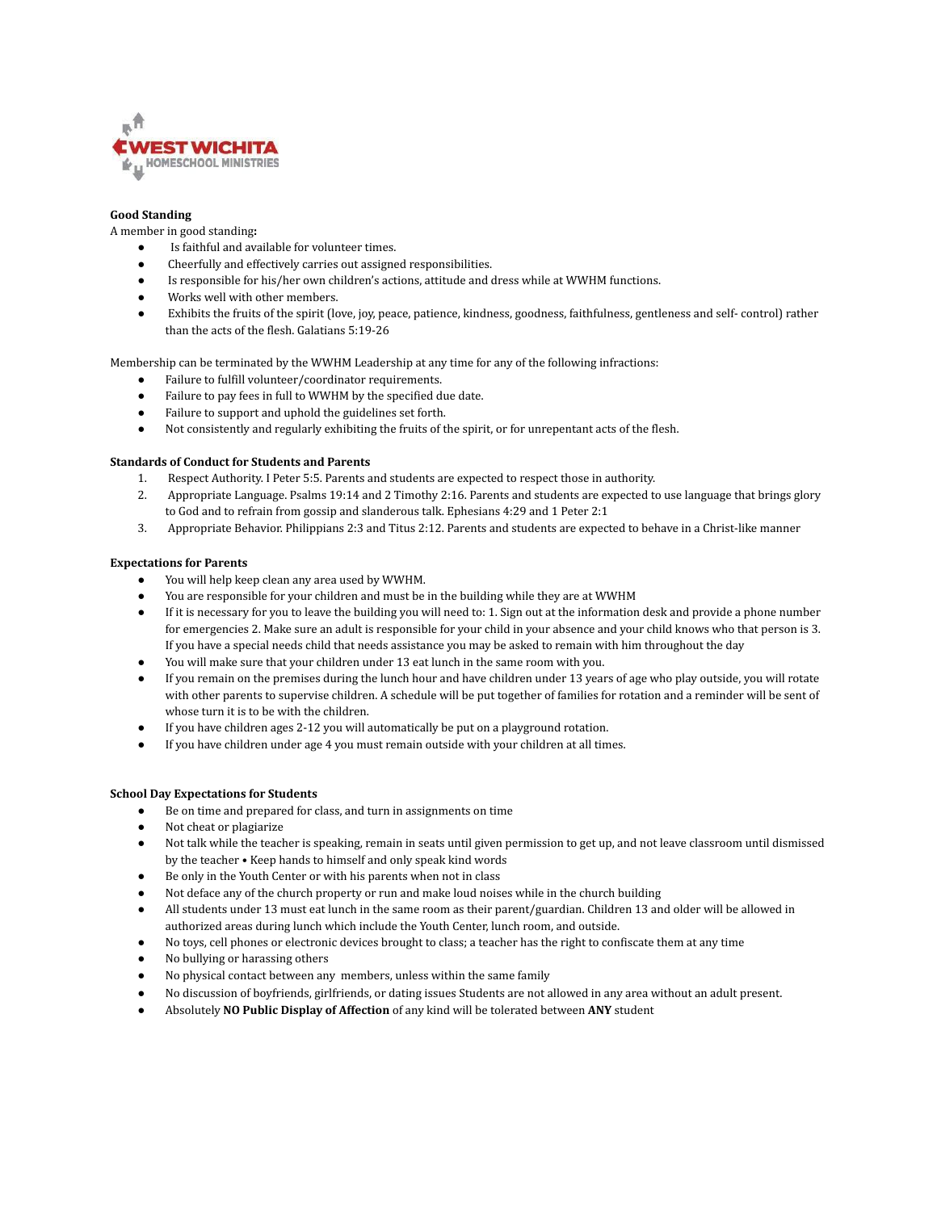**Good Standing**

A member in good standing**:**

- Is faithful and available for volunteer times.
- Cheerfully and effectively carries out assigned responsibilities.
- Is responsible for his/her own children's actions, attitude and dress while at WWHM functions.
- Works well with other members.
- Exhibits the fruits of the spirit (love, joy, peace, patience, kindness, goodness, faithfulness, gentleness and self- control) rather than the acts of the flesh. Galatians 5:19-26

Membership can be terminated by the WWHM Leadership at any time for any of the following infractions:

- Failure to fulfill volunteer/coordinator requirements.
- Failure to pay fees in full to WWHM by the specified due date.
- Failure to support and uphold the guidelines set forth.
- Not consistently and regularly exhibiting the fruits of the spirit, or for unrepentant acts of the flesh.

**Standards of Conduct for Students and Parents**

1. Respect Authority. I Peter 5:5. Parents and students are expected to respect those in authority.
2. Appropriate Language. Psalms 19:14 and 2 Timothy 2:16. Parents and students are expected to use language that brings glory to God and to refrain from gossip and slanderous talk. Ephesians 4:29 and 1 Peter 2:1
3. Appropriate Behavior. Philippians 2:3 and Titus 2:12. Parents and students are expected to behave in a Christ-like manner

**Expectations for Parents**

- You will help keep clean any area used by WWHM.
- You are responsible for your children and must be in the building while they are at WWHM
- If it is necessary for you to leave the building you will need to: 1. Sign out at the information desk and provide a phone number for emergencies 2. Make sure an adult is responsible for your child in your absence and your child knows who that person is 3. If you have a special needs child that needs assistance you may be asked to remain with him throughout the day
- You will make sure that your children under 13 eat lunch in the same room with you.
- If you remain on the premises during the lunch hour and have children under 13 years of age who play outside, you will rotate with other parents to supervise children. A schedule will be put together of families for rotation and a reminder will be sent of whose turn it is to be with the children.
- If you have children ages 2-12 you will automatically be put on a playground rotation.
- If you have children under age 4 you must remain outside with your children at all times.

**School Day Expectations for Students**

- Be on time and prepared for class, and turn in assignments on time
- Not cheat or plagiarize
- Not talk while the teacher is speaking, remain in seats until given permission to get up, and not leave classroom until dismissed by the teacher • Keep hands to himself and only speak kind words
- Be only in the Youth Center or with his parents when not in class
- Not deface any of the church property or run and make loud noises while in the church building
- All students under 13 must eat lunch in the same room as their parent/guardian. Children 13 and older will be allowed in authorized areas during lunch which include the Youth Center, lunch room, and outside.
- No toys, cell phones or electronic devices brought to class; a teacher has the right to confiscate them at any time
- No bullying or harassing others
- No physical contact between any members, unless within the same family
- No discussion of boyfriends, girlfriends, or dating issues Students are not allowed in any area without an adult present.
- Absolutely **NO Public Display of Affection** of any kind will be tolerated between **ANY** student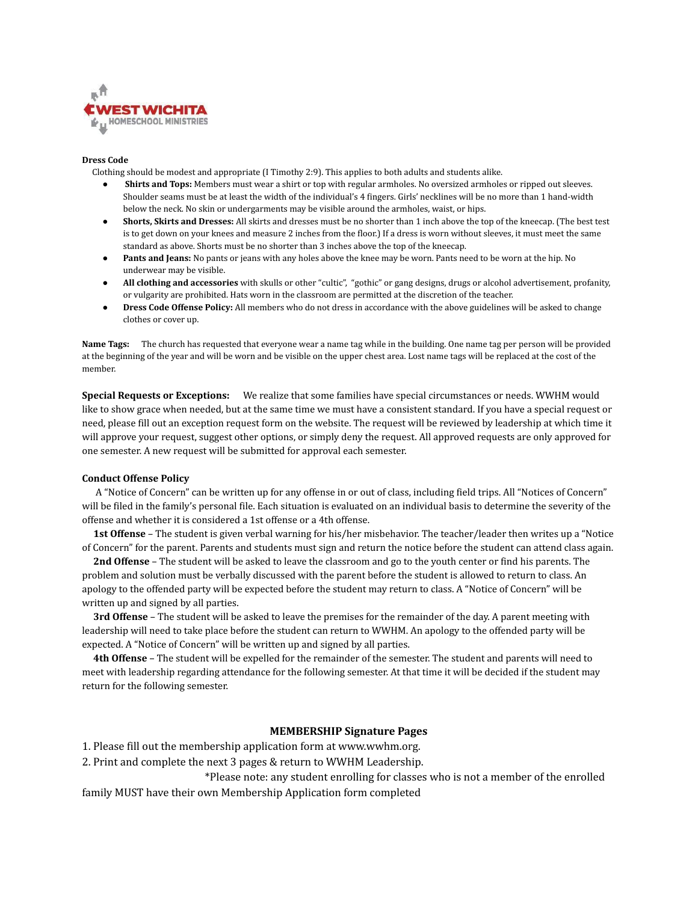**Dress Code**

Clothing should be modest and appropriate (I Timothy 2:9). This applies to both adults and students alike.

- **Shirts and Tops:** Members must wear a shirt or top with regular armholes. No oversized armholes or ripped out sleeves. Shoulder seams must be at least the width of the individual's 4 fingers. Girls' necklines will be no more than 1 hand-width below the neck. No skin or undergarments may be visible around the armholes, waist, or hips.
- **Shorts, Skirts and Dresses:** All skirts and dresses must be no shorter than 1 inch above the top of the kneecap. (The best test is to get down on your knees and measure 2 inches from the floor.) If a dress is worn without sleeves, it must meet the same standard as above. Shorts must be no shorter than 3 inches above the top of the kneecap.
- **Pants and Jeans:** No pants or jeans with any holes above the knee may be worn. Pants need to be worn at the hip. No underwear may be visible.
- **All clothing and accessories** with skulls or other "cultic", "gothic" or gang designs, drugs or alcohol advertisement, profanity, or vulgarity are prohibited. Hats worn in the classroom are permitted at the discretion of the teacher.
- **Dress Code Offense Policy:** All members who do not dress in accordance with the above guidelines will be asked to change clothes or cover up.

**Name Tags:** The church has requested that everyone wear a name tag while in the building. One name tag per person will be provided at the beginning of the year and will be worn and be visible on the upper chest area. Lost name tags will be replaced at the cost of the member.

**Special Requests or Exceptions:** We realize that some families have special circumstances or needs. WWHM would like to show grace when needed, but at the same time we must have a consistent standard. If you have a special request or need, please fill out an exception request form on the website. The request will be reviewed by leadership at which time it will approve your request, suggest other options, or simply deny the request. All approved requests are only approved for one semester. A new request will be submitted for approval each semester.

**Conduct Offense Policy**

A "Notice of Concern" can be written up for any offense in or out of class, including field trips. All "Notices of Concern" will be filed in the family's personal file. Each situation is evaluated on an individual basis to determine the severity of the offense and whether it is considered a 1st offense or a 4th offense.

**1st Offense** – The student is given verbal warning for his/her misbehavior. The teacher/leader then writes up a "Notice of Concern" for the parent. Parents and students must sign and return the notice before the student can attend class again.

**2nd Offense** – The student will be asked to leave the classroom and go to the youth center or find his parents. The problem and solution must be verbally discussed with the parent before the student is allowed to return to class. An apology to the offended party will be expected before the student may return to class. A "Notice of Concern" will be written up and signed by all parties.

**3rd Offense** – The student will be asked to leave the premises for the remainder of the day. A parent meeting with leadership will need to take place before the student can return to WWHM. An apology to the offended party will be expected. A "Notice of Concern" will be written up and signed by all parties.

**4th Offense** – The student will be expelled for the remainder of the semester. The student and parents will need to meet with leadership regarding attendance for the following semester. At that time it will be decided if the student may return for the following semester.

**MEMBERSHIP Signature Pages**

1. Please fill out the membership application form at www.wwhm.org.
2. Print and complete the next 3 pages & return to WWHM Leadership.

*Please note: any student enrolling for classes who is not a member of the enrolled family MUST have their own Membership Application form completed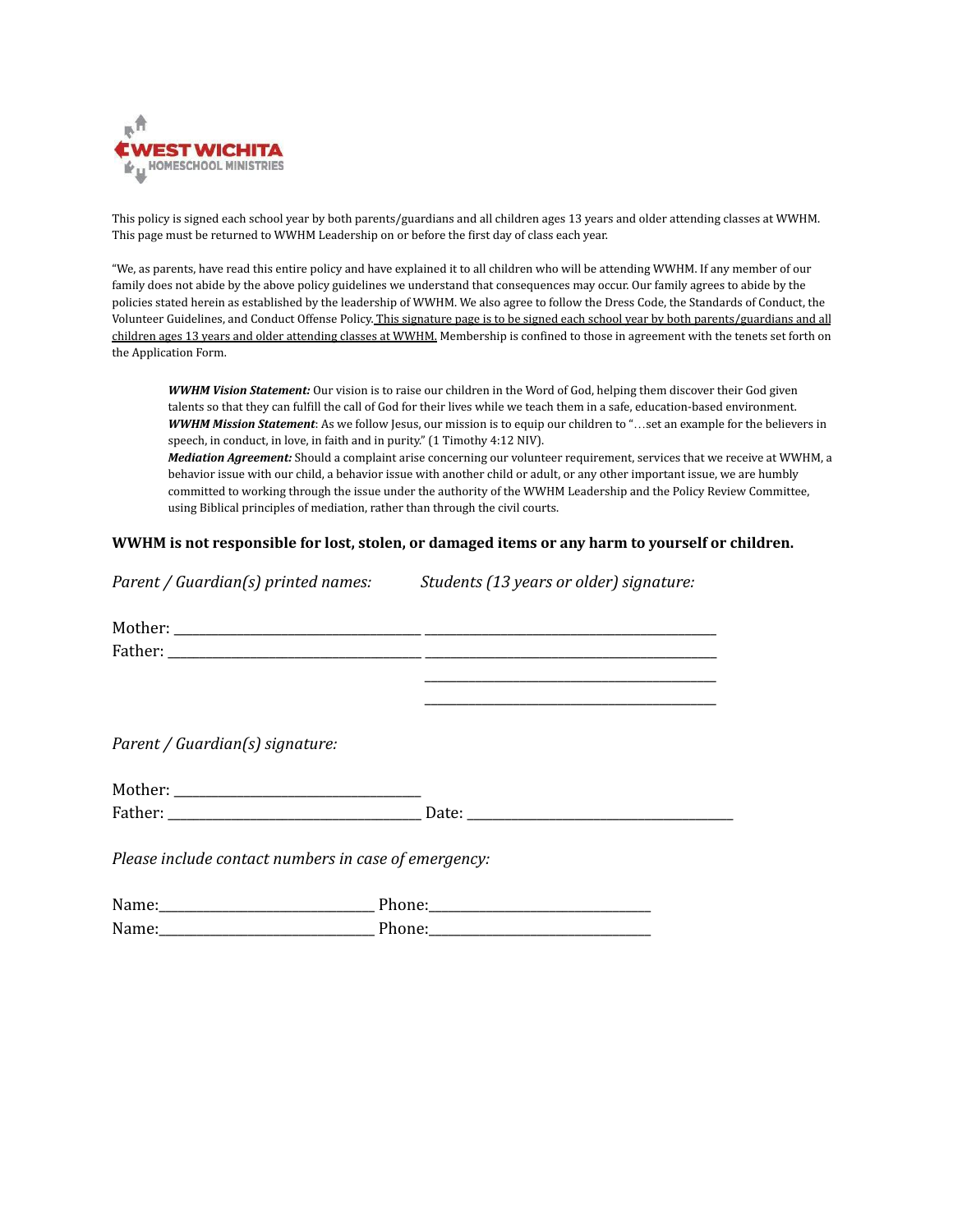WEST WICHITA HOMESCHOOL MINISTRIES

This policy is signed each school year by both parents/guardians and all children ages 13 years and older attending classes at WWHM. This page must be returned to WWHM Leadership on or before the first day of class each year.

"We, as parents, have read this entire policy and have explained it to all children who will be attending WWHM. If any member of our family does not abide by the above policy guidelines we understand that consequences may occur. Our family agrees to abide by the policies stated herein as established by the leadership of WWHM. We also agree to follow the Dress Code, the Standards of Conduct, the Volunteer Guidelines, and Conduct Offense Policy. <u>This signature page is to be signed each school year by both parents/guardians and all children ages 13 years and older attending classes at WWHM.</u> Membership is confined to those in agreement with the tenets set forth on the Application Form.

> ***WWHM Vision Statement:*** Our vision is to raise our children in the Word of God, helping them discover their God given talents so that they can fulfill the call of God for their lives while we teach them in a safe, education-based environment.
> ***WWHM Mission Statement***: As we follow Jesus, our mission is to equip our children to "…set an example for the believers in speech, in conduct, in love, in faith and in purity." (1 Timothy 4:12 NIV).
> ***Mediation Agreement:*** Should a complaint arise concerning our volunteer requirement, services that we receive at WWHM, a behavior issue with our child, a behavior issue with another child or adult, or any other important issue, we are humbly committed to working through the issue under the authority of the WWHM Leadership and the Policy Review Committee, using Biblical principles of mediation, rather than through the civil courts.

**WWHM is not responsible for lost, stolen, or damaged items or any harm to yourself or children.**

*Parent / Guardian(s) printed names:* *Students (13 years or older) signature:*

Mother: ______________________________ ______________________________

Father: ______________________________ ______________________________

______________________________

______________________________

*Parent / Guardian(s) signature:*

Mother: ______________________________

Father: ______________________________ Date: ______________________________

*Please include contact numbers in case of emergency:*

Name:___________________________ Phone:___________________________

Name:___________________________ Phone:___________________________